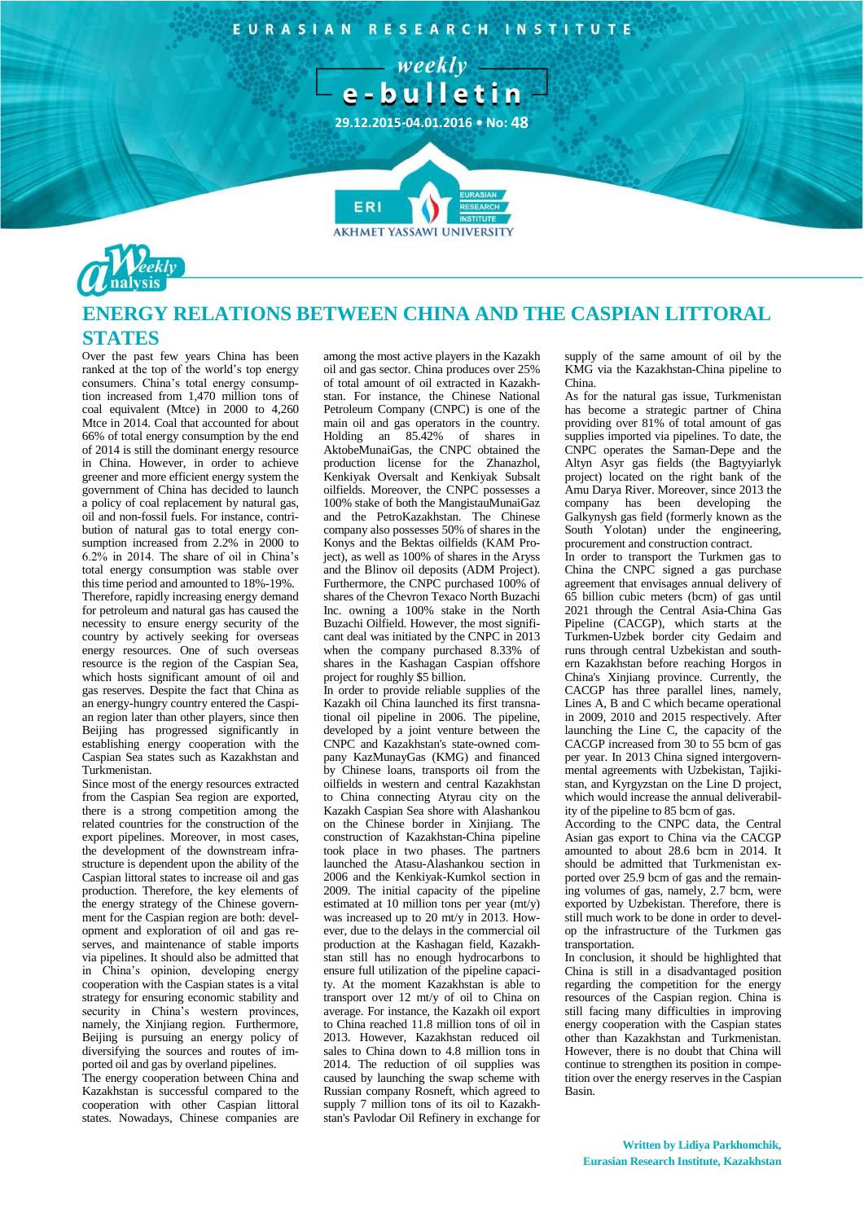EURASIAN RESEARCH INSTITUTE

weekly e-bulletin

29.12.2015-04.01.2016 • No: 48

Weekly analysis

# ENERGY RELATIONS BETWEEN CHINA AND THE CASPIAN LITTORAL STATES

Over the past few years China has been ranked at the top of the world's top energy consumers. China's total energy consumption increased from 1,470 million tons of coal equivalent (Mtce) in 2000 to 4,260 Mtce in 2014. Coal that accounted for about 66% of total energy consumption by the end of 2014 is still the dominant energy resource in China. However, in order to achieve greener and more efficient energy system the government of China has decided to launch a policy of coal replacement by natural gas, oil and non-fossil fuels. For instance, contribution of natural gas to total energy consumption increased from 2.2% in 2000 to 6.2% in 2014. The share of oil in China's total energy consumption was stable over this time period and amounted to 18%-19%. Therefore, rapidly increasing energy demand for petroleum and natural gas has caused the necessity to ensure energy security of the country by actively seeking for overseas energy resources. One of such overseas resource is the region of the Caspian Sea, which hosts significant amount of oil and gas reserves. Despite the fact that China as an energy-hungry country entered the Caspian region later than other players, since then Beijing has progressed significantly in establishing energy cooperation with the Caspian Sea states such as Kazakhstan and Turkmenistan.

Since most of the energy resources extracted from the Caspian Sea region are exported, there is a strong competition among the related countries for the construction of the export pipelines. Moreover, in most cases, the development of the downstream infrastructure is dependent upon the ability of the Caspian littoral states to increase oil and gas production. Therefore, the key elements of the energy strategy of the Chinese government for the Caspian region are both: development and exploration of oil and gas reserves, and maintenance of stable imports via pipelines. It should also be admitted that in China's opinion, developing energy cooperation with the Caspian states is a vital strategy for ensuring economic stability and security in China's western provinces, namely, the Xinjiang region. Furthermore, Beijing is pursuing an energy policy of diversifying the sources and routes of imported oil and gas by overland pipelines.

The energy cooperation between China and Kazakhstan is successful compared to the cooperation with other Caspian littoral states. Nowadays, Chinese companies are among the most active players in the Kazakh oil and gas sector. China produces over 25% of total amount of oil extracted in Kazakhstan. For instance, the Chinese National Petroleum Company (CNPC) is one of the main oil and gas operators in the country. Holding an 85.42% of shares in AktobeMunaiGas, the CNPC obtained the production license for the Zhanazhol, Kenkiyak Oversalt and Kenkiyak Subsalt oilfields. Moreover, the CNPC possesses a 100% stake of both the MangistauMunaiGaz and the PetroKazakhstan. The Chinese company also possesses 50% of shares in the Konys and the Bektas oilfields (KAM Project), as well as 100% of shares in the Aryss and the Blinov oil deposits (ADM Project). Furthermore, the CNPC purchased 100% of shares of the Chevron Texaco North Buzachi Inc. owning a 100% stake in the North Buzachi Oilfield. However, the most significant deal was initiated by the CNPC in 2013 when the company purchased 8.33% of shares in the Kashagan Caspian offshore project for roughly $5 billion.

In order to provide reliable supplies of the Kazakh oil China launched its first transnational oil pipeline in 2006. The pipeline, developed by a joint venture between the CNPC and Kazakhstan's state-owned company KazMunayGas (KMG) and financed by Chinese loans, transports oil from the oilfields in western and central Kazakhstan to China connecting Atyrau city on the Kazakh Caspian Sea shore with Alashankou on the Chinese border in Xinjiang. The construction of Kazakhstan-China pipeline took place in two phases. The partners launched the Atasu-Alashankou section in 2006 and the Kenkiyak-Kumkol section in 2009. The initial capacity of the pipeline estimated at 10 million tons per year (mt/y) was increased up to 20 mt/y in 2013. However, due to the delays in the commercial oil production at the Kashagan field, Kazakhstan still has no enough hydrocarbons to ensure full utilization of the pipeline capacity. At the moment Kazakhstan is able to transport over 12 mt/y of oil to China on average. For instance, the Kazakh oil export to China reached 11.8 million tons of oil in 2013. However, Kazakhstan reduced oil sales to China down to 4.8 million tons in 2014. The reduction of oil supplies was caused by launching the swap scheme with Russian company Rosneft, which agreed to supply 7 million tons of its oil to Kazakhstan's Pavlodar Oil Refinery in exchange for supply of the same amount of oil by the KMG via the Kazakhstan-China pipeline to China.

As for the natural gas issue, Turkmenistan has become a strategic partner of China providing over 81% of total amount of gas supplies imported via pipelines. To date, the CNPC operates the Saman-Depe and the Altyn Asyr gas fields (the Bagtyyiarlyk project) located on the right bank of the Amu Darya River. Moreover, since 2013 the company has been developing the Galkynysh gas field (formerly known as the South Yolotan) under the engineering, procurement and construction contract.

In order to transport the Turkmen gas to China the CNPC signed a gas purchase agreement that envisages annual delivery of 65 billion cubic meters (bcm) of gas until 2021 through the Central Asia-China Gas Pipeline (CACGP), which starts at the Turkmen-Uzbek border city Gedaim and runs through central Uzbekistan and southern Kazakhstan before reaching Horgos in China's Xinjiang province. Currently, the CACGP has three parallel lines, namely, Lines A, B and C which became operational in 2009, 2010 and 2015 respectively. After launching the Line C, the capacity of the CACGP increased from 30 to 55 bcm of gas per year. In 2013 China signed intergovernmental agreements with Uzbekistan, Tajikistan, and Kyrgyzstan on the Line D project, which would increase the annual deliverability of the pipeline to 85 bcm of gas.

According to the CNPC data, the Central Asian gas export to China via the CACGP amounted to about 28.6 bcm in 2014. It should be admitted that Turkmenistan exported over 25.9 bcm of gas and the remaining volumes of gas, namely, 2.7 bcm, were exported by Uzbekistan. Therefore, there is still much work to be done in order to develop the infrastructure of the Turkmen gas transportation.

In conclusion, it should be highlighted that China is still in a disadvantaged position regarding the competition for the energy resources of the Caspian region. China is still facing many difficulties in improving energy cooperation with the Caspian states other than Kazakhstan and Turkmenistan. However, there is no doubt that China will continue to strengthen its position in competition over the energy reserves in the Caspian Basin.

**Written by Lidiya Parkhomchik, Eurasian Research Institute, Kazakhstan**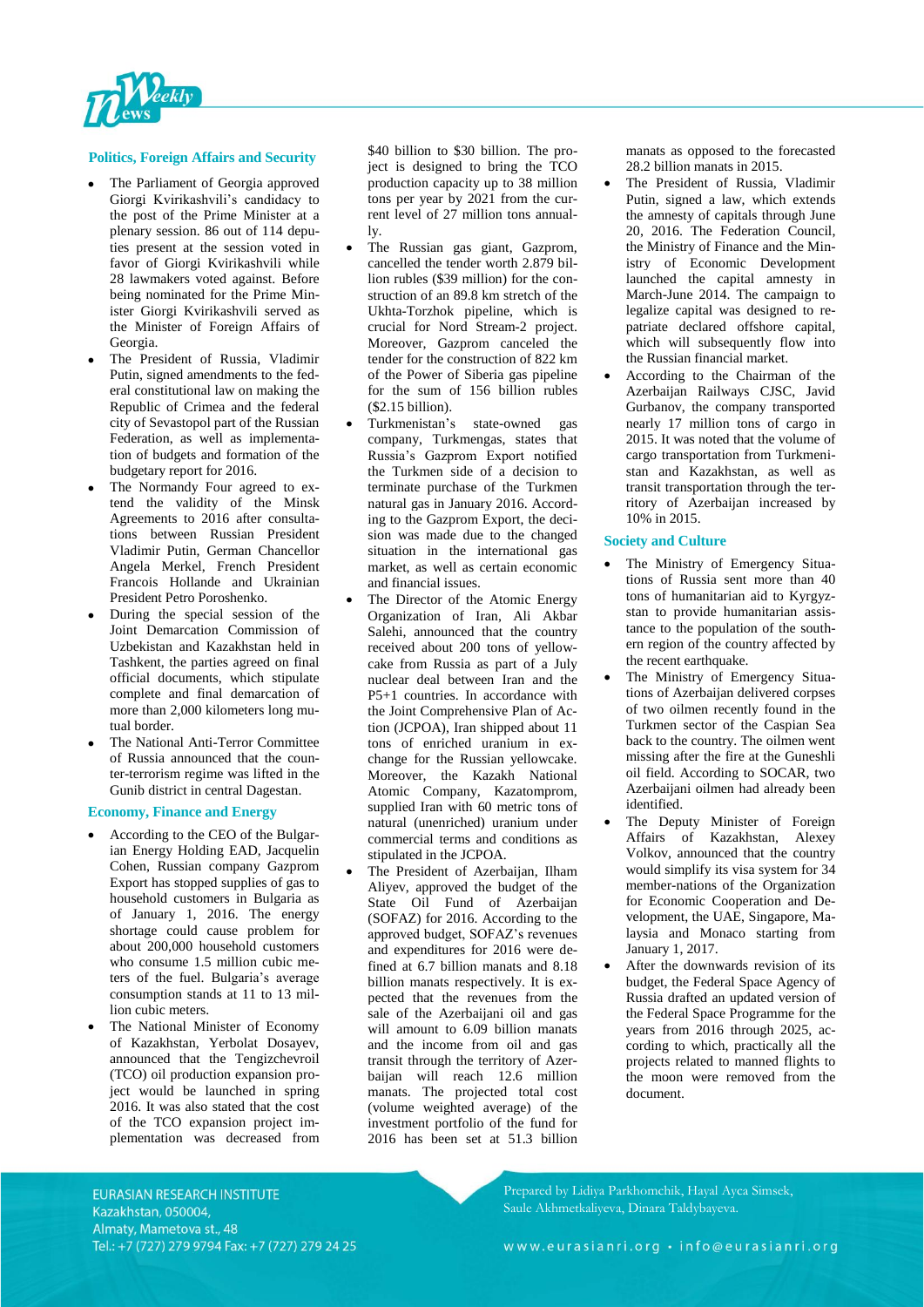## Politics, Foreign Affairs and Security

- The Parliament of Georgia approved Giorgi Kvirikashvili's candidacy to the post of the Prime Minister at a plenary session. 86 out of 114 deputies present at the session voted in favor of Giorgi Kvirikashvili while 28 lawmakers voted against. Before being nominated for the Prime Minister Giorgi Kvirikashvili served as the Minister of Foreign Affairs of Georgia.
- The President of Russia, Vladimir Putin, signed amendments to the federal constitutional law on making the Republic of Crimea and the federal city of Sevastopol part of the Russian Federation, as well as implementation of budgets and formation of the budgetary report for 2016.
- The Normandy Four agreed to extend the validity of the Minsk Agreements to 2016 after consultations between Russian President Vladimir Putin, German Chancellor Angela Merkel, French President Francois Hollande and Ukrainian President Petro Poroshenko.
- During the special session of the Joint Demarcation Commission of Uzbekistan and Kazakhstan held in Tashkent, the parties agreed on final official documents, which stipulate complete and final demarcation of more than 2,000 kilometers long mutual border.
- The National Anti-Terror Committee of Russia announced that the counter-terrorism regime was lifted in the Gunib district in central Dagestan.

## Economy, Finance and Energy

- According to the CEO of the Bulgarian Energy Holding EAD, Jacquelin Cohen, Russian company Gazprom Export has stopped supplies of gas to household customers in Bulgaria as of January 1, 2016. The energy shortage could cause problem for about 200,000 household customers who consume 1.5 million cubic meters of the fuel. Bulgaria's average consumption stands at 11 to 13 million cubic meters.
- The National Minister of Economy of Kazakhstan, Yerbolat Dosayev, announced that the Tengizchevroil (TCO) oil production expansion project would be launched in spring 2016. It was also stated that the cost of the TCO expansion project implementation was decreased from $40 billion to $30 billion. The project is designed to bring the TCO production capacity up to 38 million tons per year by 2021 from the current level of 27 million tons annually.
- The Russian gas giant, Gazprom, cancelled the tender worth 2.879 billion rubles ($39 million) for the construction of an 89.8 km stretch of the Ukhta-Torzhok pipeline, which is crucial for Nord Stream-2 project. Moreover, Gazprom canceled the tender for the construction of 822 km of the Power of Siberia gas pipeline for the sum of 156 billion rubles ($2.15 billion).
- Turkmenistan's state-owned gas company, Turkmengas, states that Russia's Gazprom Export notified the Turkmen side of a decision to terminate purchase of the Turkmen natural gas in January 2016. According to the Gazprom Export, the decision was made due to the changed situation in the international gas market, as well as certain economic and financial issues.
- The Director of the Atomic Energy Organization of Iran, Ali Akbar Salehi, announced that the country received about 200 tons of yellowcake from Russia as part of a July nuclear deal between Iran and the P5+1 countries. In accordance with the Joint Comprehensive Plan of Action (JCPOA), Iran shipped about 11 tons of enriched uranium in exchange for the Russian yellowcake. Moreover, the Kazakh National Atomic Company, Kazatomprom, supplied Iran with 60 metric tons of natural (unenriched) uranium under commercial terms and conditions as stipulated in the JCPOA.
- The President of Azerbaijan, Ilham Aliyev, approved the budget of the State Oil Fund of Azerbaijan (SOFAZ) for 2016. According to the approved budget, SOFAZ's revenues and expenditures for 2016 were defined at 6.7 billion manats and 8.18 billion manats respectively. It is expected that the revenues from the sale of the Azerbaijani oil and gas will amount to 6.09 billion manats and the income from oil and gas transit through the territory of Azerbaijan will reach 12.6 million manats. The projected total cost (volume weighted average) of the investment portfolio of the fund for 2016 has been set at 51.3 billion manats as opposed to the forecasted 28.2 billion manats in 2015.
- The President of Russia, Vladimir Putin, signed a law, which extends the amnesty of capitals through June 20, 2016. The Federation Council, the Ministry of Finance and the Ministry of Economic Development launched the capital amnesty in March-June 2014. The campaign to legalize capital was designed to repatriate declared offshore capital, which will subsequently flow into the Russian financial market.
- According to the Azerbaijan Railways CJSC, Javid Gurbanov, the company transported nearly 17 million tons of cargo in 2015. It was noted that the volume of cargo transportation from Turkmenistan and Kazakhstan, as well as transit transportation through the territory of Azerbaijan increased by 10% in 2015.

## Society and Culture

- The Ministry of Emergency Situations of Russia sent more than 40 tons of humanitarian aid to Kyrgyzstan to provide humanitarian assistance to the population of the southern region of the country affected by the recent earthquake.
- The Ministry of Emergency Situations of Azerbaijan delivered corpses of two oilmen recently found in the Turkmen sector of the Caspian Sea back to the country. The oilmen went missing after the fire at the Guneshli oil field. According to SOCAR, two Azerbaijani oilmen had already been identified.
- The Deputy Minister of Foreign Affairs of Kazakhstan, Alexey Volkov, announced that the country would simplify its visa system for 34 member-nations of the Organization for Economic Cooperation and Development, the UAE, Singapore, Malaysia and Monaco starting from January 1, 2017.
- After the downwards revision of its budget, the Federal Space Agency of Russia drafted an updated version of the Federal Space Programme for the years from 2016 through 2025, according to which, practically all the projects related to manned flights to the moon were removed from the document.

EURASIAN RESEARCH INSTITUTE
Kazakhstan, 050004,
Almaty, Mametova st., 48
Tel.: +7 (727) 279 9794 Fax: +7 (727) 279 24 25

Prepared by Lidiya Parkhomchik, Hayal Ayca Simsek, Saule Akhmetkaliyeva, Dinara Taldybayeva.

www.eurasianri.org • info@eurasianri.org